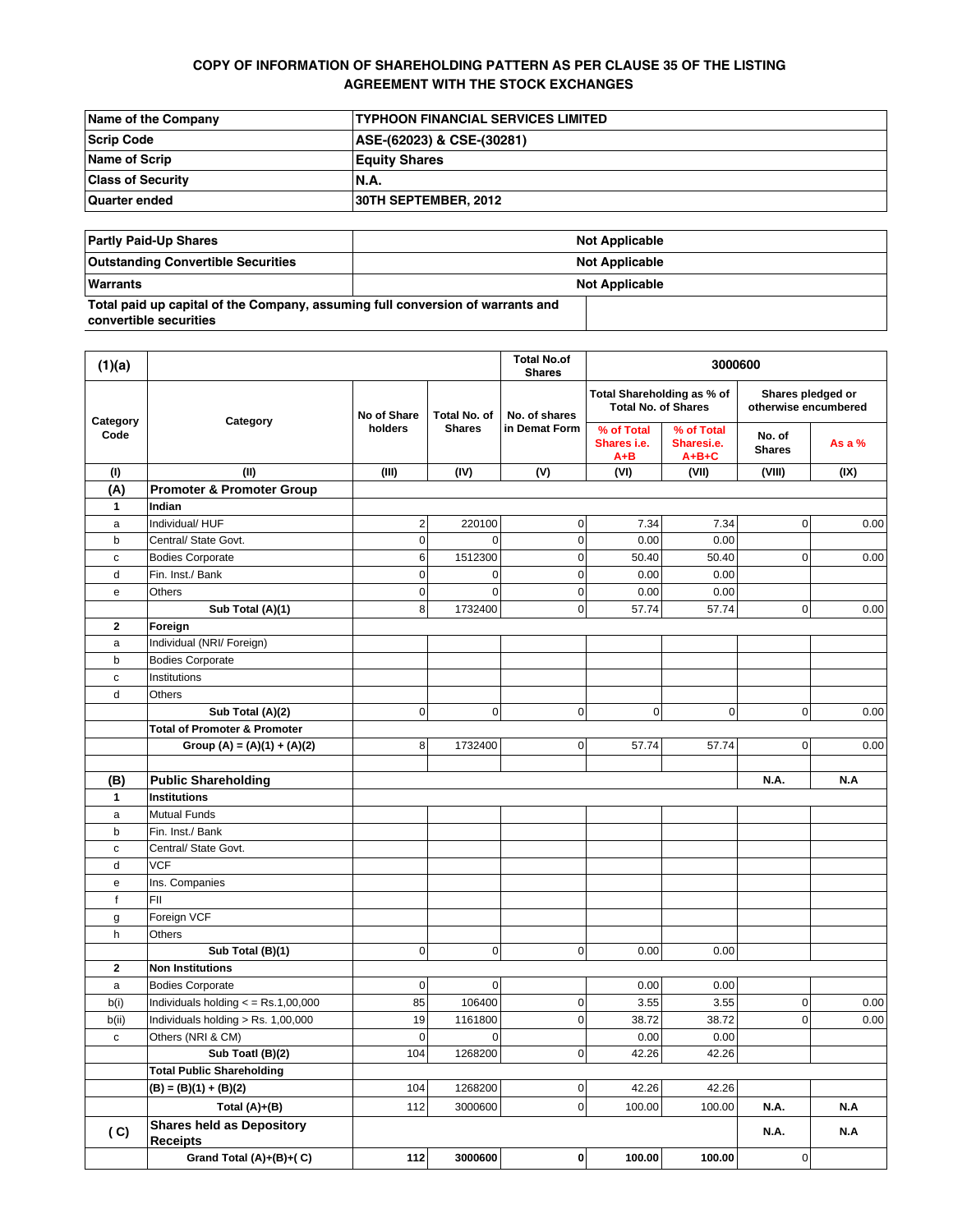**COPY OF INFORMATION OF SHAREHOLDING PATTERN AS PER CLAUSE 35 OF THE LISTING AGREEMENT WITH THE STOCK EXCHANGES**

| | |
|---|---|
| **Name of the Company** | **TYPHOON FINANCIAL SERVICES LIMITED** |
| **Scrip Code** | **ASE-(62023) & CSE-(30281)** |
| **Name of Scrip** | **Equity Shares** |
| **Class of Security** | **N.A.** |
| **Quarter ended** | **30TH SEPTEMBER, 2012** |

| | |
|---|---|
| **Partly Paid-Up Shares** | **Not Applicable** |
| **Outstanding Convertible Securities** | **Not Applicable** |
| **Warrants** | **Not Applicable** |
| **Total paid up capital of the Company, assuming full conversion of warrants and convertible securities** | |

| **(1)(a)** | | | | **Total No.of Shares** | **3000600** | | | |
|---|---|---|---|---|---|---|---|---|
| **Category Code** | **Category** | **No of Share holders** | **Total No. of Shares** | **No. of shares in Demat Form** | **Total Shareholding as % of Total No. of Shares** | | **Shares pledged or otherwise encumbered** | |
| | | | | | **% of Total Shares i.e. A+B** | **% of Total Sharesi.e. A+B+C** | **No. of Shares** | **As a %** |
| **(I)** | **(II)** | **(III)** | **(IV)** | **(V)** | **(VI)** | **(VII)** | **(VIII)** | **(IX)** |
| **(A)** | **Promoter & Promoter Group** | | | | | | | |
| **1** | **Indian** | | | | | | | |
| a | Individual/ HUF | 2 | 220100 | 0 | 7.34 | 7.34 | 0 | 0.00 |
| b | Central/ State Govt. | 0 | 0 | 0 | 0.00 | 0.00 | | |
| c | Bodies Corporate | 6 | 1512300 | 0 | 50.40 | 50.40 | 0 | 0.00 |
| d | Fin. Inst./ Bank | 0 | 0 | 0 | 0.00 | 0.00 | | |
| e | Others | 0 | 0 | 0 | 0.00 | 0.00 | | |
| | **Sub Total (A)(1)** | 8 | 1732400 | 0 | 57.74 | 57.74 | 0 | 0.00 |
| **2** | **Foreign** | | | | | | | |
| a | Individual (NRI/ Foreign) | | | | | | | |
| b | Bodies Corporate | | | | | | | |
| c | Institutions | | | | | | | |
| d | Others | | | | | | | |
| | **Sub Total (A)(2)** | 0 | 0 | 0 | 0 | 0 | 0 | 0.00 |
| | **Total of Promoter & Promoter Group (A) = (A)(1) + (A)(2)** | 8 | 1732400 | 0 | 57.74 | 57.74 | 0 | 0.00 |
| **(B)** | **Public Shareholding** | | | | | | **N.A.** | **N.A** |
| **1** | **Institutions** | | | | | | | |
| a | Mutual Funds | | | | | | | |
| b | Fin. Inst./ Bank | | | | | | | |
| c | Central/ State Govt. | | | | | | | |
| d | VCF | | | | | | | |
| e | Ins. Companies | | | | | | | |
| f | FII | | | | | | | |
| g | Foreign VCF | | | | | | | |
| h | Others | | | | | | | |
| | **Sub Total (B)(1)** | 0 | 0 | 0 | 0.00 | 0.00 | | |
| **2** | **Non Institutions** | | | | | | | |
| a | Bodies Corporate | 0 | 0 | | 0.00 | 0.00 | | |
| b(i) | Individuals holding < = Rs.1,00,000 | 85 | 106400 | 0 | 3.55 | 3.55 | 0 | 0.00 |
| b(ii) | Individuals holding > Rs. 1,00,000 | 19 | 1161800 | 0 | 38.72 | 38.72 | 0 | 0.00 |
| c | Others (NRI & CM) | 0 | 0 | | 0.00 | 0.00 | | |
| | **Sub Toatl (B)(2)** | 104 | 1268200 | 0 | 42.26 | 42.26 | | |
| | **Total Public Shareholding (B) = (B)(1) + (B)(2)** | 104 | 1268200 | 0 | 42.26 | 42.26 | | |
| | **Total (A)+(B)** | 112 | 3000600 | 0 | 100.00 | 100.00 | **N.A.** | **N.A** |
| **( C)** | **Shares held as Depository Receipts** | | | | | | **N.A.** | **N.A** |
| | **Grand Total (A)+(B)+( C)** | **112** | **3000600** | **0** | **100.00** | **100.00** | 0 | |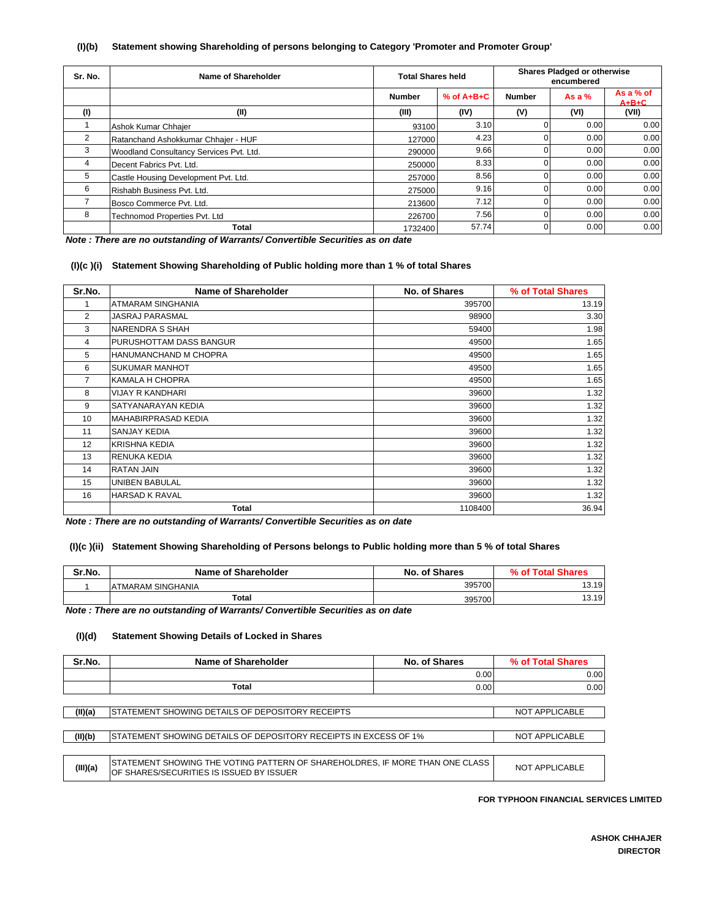### (I)(b) Statement showing Shareholding of persons belonging to Category 'Promoter and Promoter Group'

| Sr. No. | Name of Shareholder | Total Shares held | | Shares Pladged or otherwise encumbered | | |
|---|---|---|---|---|---|---|
| | | Number | % of A+B+C | Number | As a % | As a % of A+B+C |
| (I) | (II) | (III) | (IV) | (V) | (VI) | (VII) |
| 1 | Ashok Kumar Chhajer | 93100 | 3.10 | 0 | 0.00 | 0.00 |
| 2 | Ratanchand Ashokkumar Chhajer - HUF | 127000 | 4.23 | 0 | 0.00 | 0.00 |
| 3 | Woodland Consultancy Services Pvt. Ltd. | 290000 | 9.66 | 0 | 0.00 | 0.00 |
| 4 | Decent Fabrics Pvt. Ltd. | 250000 | 8.33 | 0 | 0.00 | 0.00 |
| 5 | Castle Housing Development Pvt. Ltd. | 257000 | 8.56 | 0 | 0.00 | 0.00 |
| 6 | Rishabh Business Pvt. Ltd. | 275000 | 9.16 | 0 | 0.00 | 0.00 |
| 7 | Bosco Commerce Pvt. Ltd. | 213600 | 7.12 | 0 | 0.00 | 0.00 |
| 8 | Technomod Properties Pvt. Ltd | 226700 | 7.56 | 0 | 0.00 | 0.00 |
| | **Total** | 1732400 | 57.74 | 0 | 0.00 | 0.00 |

***Note : There are no outstanding of Warrants/ Convertible Securities as on date***

### (I)(c )(i) Statement Showing Shareholding of Public holding more than 1 % of total Shares

| Sr.No. | Name of Shareholder | No. of Shares | % of Total Shares |
|---|---|---|---|
| 1 | ATMARAM SINGHANIA | 395700 | 13.19 |
| 2 | JASRAJ PARASMAL | 98900 | 3.30 |
| 3 | NARENDRA S SHAH | 59400 | 1.98 |
| 4 | PURUSHOTTAM DASS BANGUR | 49500 | 1.65 |
| 5 | HANUMANCHAND M CHOPRA | 49500 | 1.65 |
| 6 | SUKUMAR MANHOT | 49500 | 1.65 |
| 7 | KAMALA H CHOPRA | 49500 | 1.65 |
| 8 | VIJAY R KANDHARI | 39600 | 1.32 |
| 9 | SATYANARAYAN KEDIA | 39600 | 1.32 |
| 10 | MAHABIRPRASAD KEDIA | 39600 | 1.32 |
| 11 | SANJAY KEDIA | 39600 | 1.32 |
| 12 | KRISHNA KEDIA | 39600 | 1.32 |
| 13 | RENUKA KEDIA | 39600 | 1.32 |
| 14 | RATAN JAIN | 39600 | 1.32 |
| 15 | UNIBEN BABULAL | 39600 | 1.32 |
| 16 | HARSAD K RAVAL | 39600 | 1.32 |
| | **Total** | 1108400 | 36.94 |

***Note : There are no outstanding of Warrants/ Convertible Securities as on date***

### (I)(c )(ii) Statement Showing Shareholding of Persons belongs to Public holding more than 5 % of total Shares

| Sr.No. | Name of Shareholder | No. of Shares | % of Total Shares |
|---|---|---|---|
| 1 | ATMARAM SINGHANIA | 395700 | 13.19 |
| | **Total** | 395700 | 13.19 |

***Note : There are no outstanding of Warrants/ Convertible Securities as on date***

### (I)(d) Statement Showing Details of Locked in Shares

| Sr.No. | Name of Shareholder | No. of Shares | % of Total Shares |
|---|---|---|---|
| | | 0.00 | 0.00 |
| | **Total** | 0.00 | 0.00 |

| | | |
|---|---|---|
| (II)(a) | STATEMENT SHOWING DETAILS OF DEPOSITORY RECEIPTS | NOT APPLICABLE |
| (II)(b) | STATEMENT SHOWING DETAILS OF DEPOSITORY RECEIPTS IN EXCESS OF 1% | NOT APPLICABLE |
| (III)(a) | STATEMENT SHOWING THE VOTING PATTERN OF SHAREHOLDRES, IF MORE THAN ONE CLASS OF SHARES/SECURITIES IS ISSUED BY ISSUER | NOT APPLICABLE |

**FOR TYPHOON FINANCIAL SERVICES LIMITED**

**ASHOK CHHAJER**
**DIRECTOR**